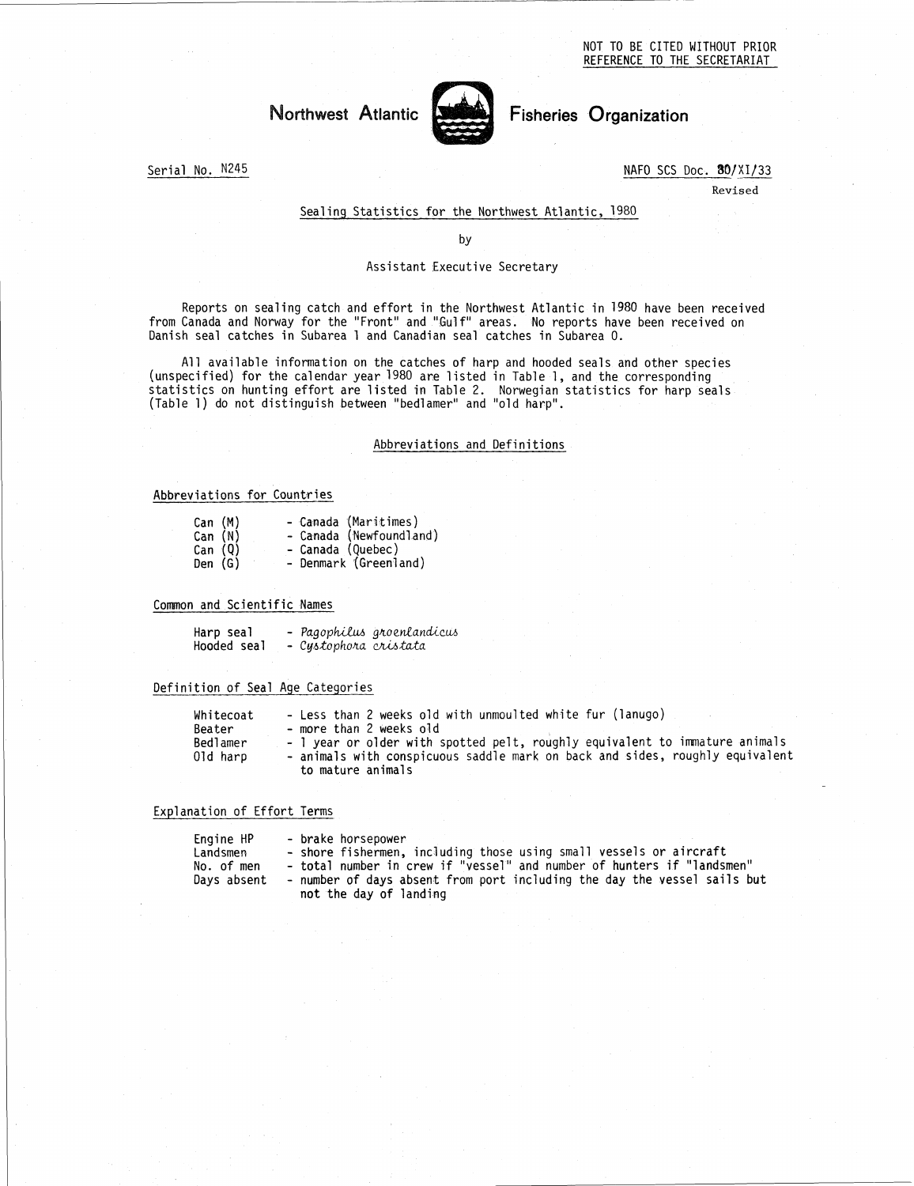NOT TO BE CITED WITHOUT PRIOR REFERENCE TO THE SECRETARIAT

# Northwest Atlantic Fisheries Organization

Serial No. N245

NAFO SCS Doc. 80/XI/33
Revised

## Sealing Statistics for the Northwest Atlantic, 1980

by

Assistant Executive Secretary

Reports on sealing catch and effort in the Northwest Atlantic in 1980 have been received from Canada and Norway for the "Front" and "Gulf" areas. No reports have been received on Danish seal catches in Subarea 1 and Canadian seal catches in Subarea 0.

All available information on the catches of harp and hooded seals and other species (unspecified) for the calendar year 1980 are listed in Table 1, and the corresponding statistics on hunting effort are listed in Table 2. Norwegian statistics for harp seals (Table 1) do not distinguish between "bedlamer" and "old harp".

### Abbreviations and Definitions

#### Abbreviations for Countries

| | |
|---|---|
| Can (M) | - Canada (Maritimes) |
| Can (N) | - Canada (Newfoundland) |
| Can (Q) | - Canada (Quebec) |
| Den (G) | - Denmark (Greenland) |

#### Common and Scientific Names

| | |
|---|---|
| Harp seal | - *Pagophilus groenlandicus* |
| Hooded seal | - *Cystophora cristata* |

#### Definition of Seal Age Categories

| | |
|---|---|
| Whitecoat | - Less than 2 weeks old with unmoulted white fur (lanugo) |
| Beater | - more than 2 weeks old |
| Bedlamer | - 1 year or older with spotted pelt, roughly equivalent to immature animals |
| Old harp | - animals with conspicuous saddle mark on back and sides, roughly equivalent to mature animals |

#### Explanation of Effort Terms

| | |
|---|---|
| Engine HP | - brake horsepower |
| Landsmen | - shore fishermen, including those using small vessels or aircraft |
| No. of men | - total number in crew if "vessel" and number of hunters if "landsmen" |
| Days absent | - number of days absent from port including the day the vessel sails but not the day of landing |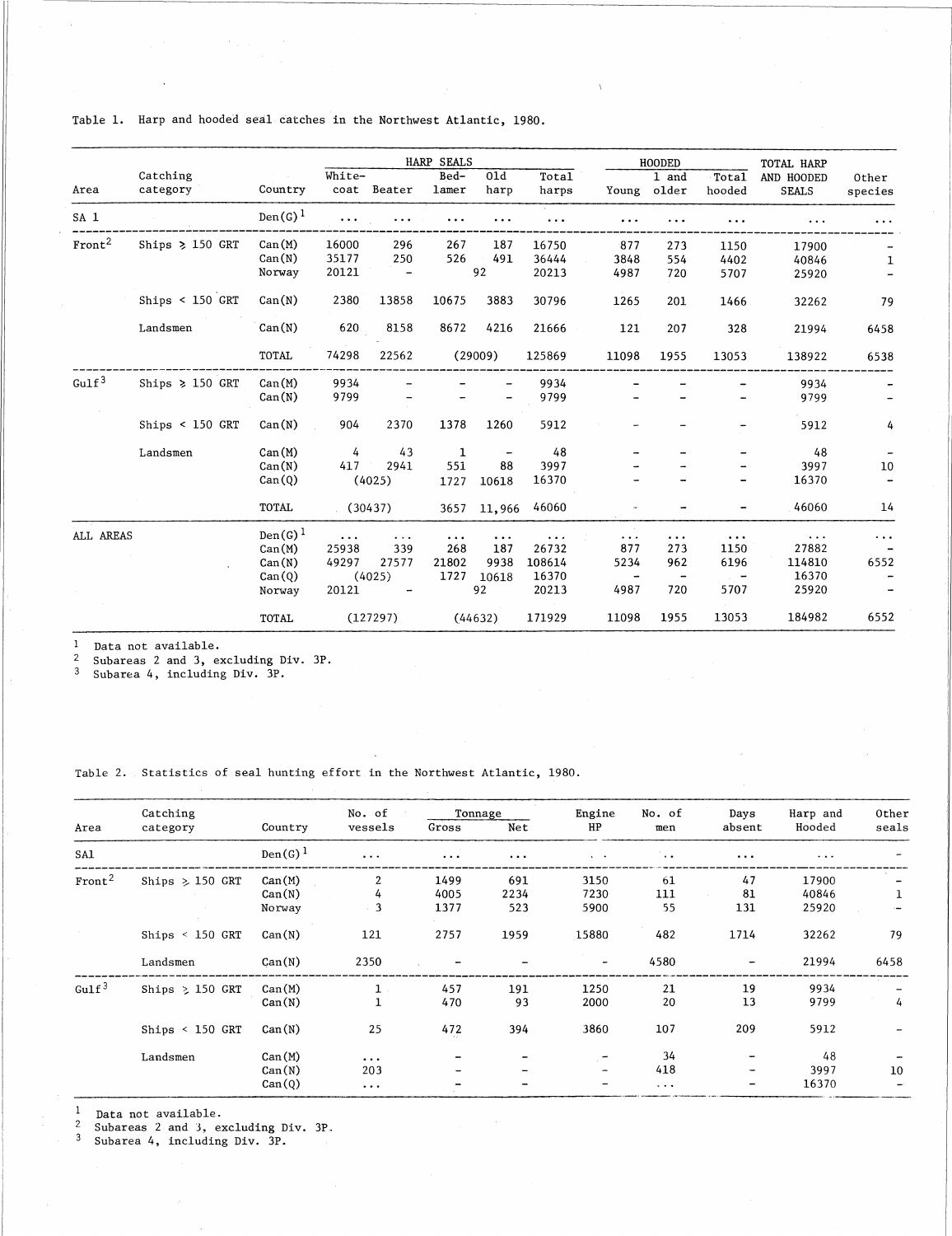Table 1. Harp and hooded seal catches in the Northwest Atlantic, 1980.

| Area | Catching category | Country | HARP SEALS White-coat | | | | | | HOODED Young | | | TOTAL HARP AND HOODED SEALS | Other species |
|---|---|---|---|---|---|---|---|---|---|---|---|---|---|
| | | | White-coat | Beater | Bed-lamer | Old harp | Total harps | | Young | 1 and older | Total hooded | | |
| SA 1 | | Den(G)[1] | ... | ... | ... | ... | ... | | ... | ... | ... | ... | ... |
| Front[2] | Ships ≥ 150 GRT | Can(M) | 16000 | 296 | 267 | 187 | 16750 | | 877 | 273 | 1150 | 17900 | - |
| | | Can(N) | 35177 | 250 | 526 | 491 | 36444 | | 3848 | 554 | 4402 | 40846 | 1 |
| | | Norway | 20121 | - | 92 | | 20213 | | 4987 | 720 | 5707 | 25920 | - |
| | Ships < 150 GRT | Can(N) | 2380 | 13858 | 10675 | 3883 | 30796 | | 1265 | 201 | 1466 | 32262 | 79 |
| | Landsmen | Can(N) | 620 | 8158 | 8672 | 4216 | 21666 | | 121 | 207 | 328 | 21994 | 6458 |
| | | TOTAL | 74298 | 22562 | (29009) | | 125869 | | 11098 | 1955 | 13053 | 138922 | 6538 |
| Gulf[3] | Ships ≥ 150 GRT | Can(M) | 9934 | - | - | - | 9934 | | - | - | - | 9934 | - |
| | | Can(N) | 9799 | - | - | - | 9799 | | - | - | - | 9799 | - |
| | Ships < 150 GRT | Can(N) | 904 | 2370 | 1378 | 1260 | 5912 | | - | - | - | 5912 | 4 |
| | Landsmen | Can(M) | 4 | 43 | 1 | - | 48 | | - | - | - | 48 | - |
| | | Can(N) | 417 | 2941 | 551 | 88 | 3997 | | - | - | - | 3997 | 10 |
| | | Can(Q) | (4025) | | 1727 | 10618 | 16370 | | - | - | - | 16370 | - |
| | | TOTAL | (30437) | | 3657 | 11,966 | 46060 | | - | - | - | 46060 | 14 |
| ALL AREAS | | Den(G)[1] | ... | ... | ... | ... | ... | | ... | ... | ... | ... | ... |
| | | Can(M) | 25938 | 339 | 268 | 187 | 26732 | | 877 | 273 | 1150 | 27882 | - |
| | | Can(N) | 49297 | 27577 | 21802 | 9938 | 108614 | | 5234 | 962 | 6196 | 114810 | 6552 |
| | | Can(Q) | (4025) | | 1727 | 10618 | 16370 | | - | - | - | 16370 | - |
| | | Norway | 20121 | - | 92 | | 20213 | | 4987 | 720 | 5707 | 25920 | - |
| | | TOTAL | (127297) | | (44632) | | 171929 | | 11098 | 1955 | 13053 | 184982 | 6552 |

[1] Data not available.
[2] Subareas 2 and 3, excluding Div. 3P.
[3] Subarea 4, including Div. 3P.

Table 2. Statistics of seal hunting effort in the Northwest Atlantic, 1980.

| Area | Catching category | Country | No. of vessels | Tonnage Gross | Tonnage Net | Engine HP | No. of men | Days absent | Harp and Hooded | Other seals |
|---|---|---|---|---|---|---|---|---|---|---|
| SA1 | | Den(G)[1] | ... | ... | ... | .. | .. | ... | ... | - |
| Front[2] | Ships ≥ 150 GRT | Can(M) | 2 | 1499 | 691 | 3150 | 61 | 47 | 17900 | - |
| | | Can(N) | 4 | 4005 | 2234 | 7230 | 111 | 81 | 40846 | 1 |
| | | Norway | 3 | 1377 | 523 | 5900 | 55 | 131 | 25920 | - |
| | Ships < 150 GRT | Can(N) | 121 | 2757 | 1959 | 15880 | 482 | 1714 | 32262 | 79 |
| | Landsmen | Can(N) | 2350 | - | - | - | 4580 | - | 21994 | 6458 |
| Gulf[3] | Ships ≥ 150 GRT | Can(M) | 1 | 457 | 191 | 1250 | 21 | 19 | 9934 | - |
| | | Can(N) | 1 | 470 | 93 | 2000 | 20 | 13 | 9799 | 4 |
| | Ships < 150 GRT | Can(N) | 25 | 472 | 394 | 3860 | 107 | 209 | 5912 | - |
| | Landsmen | Can(M) | ... | - | - | - | 34 | - | 48 | - |
| | | Can(N) | 203 | - | - | - | 418 | - | 3997 | 10 |
| | | Can(Q) | ... | - | - | - | ... | - | 16370 | - |

[1] Data not available.
[2] Subareas 2 and 3, excluding Div. 3P.
[3] Subarea 4, including Div. 3P.